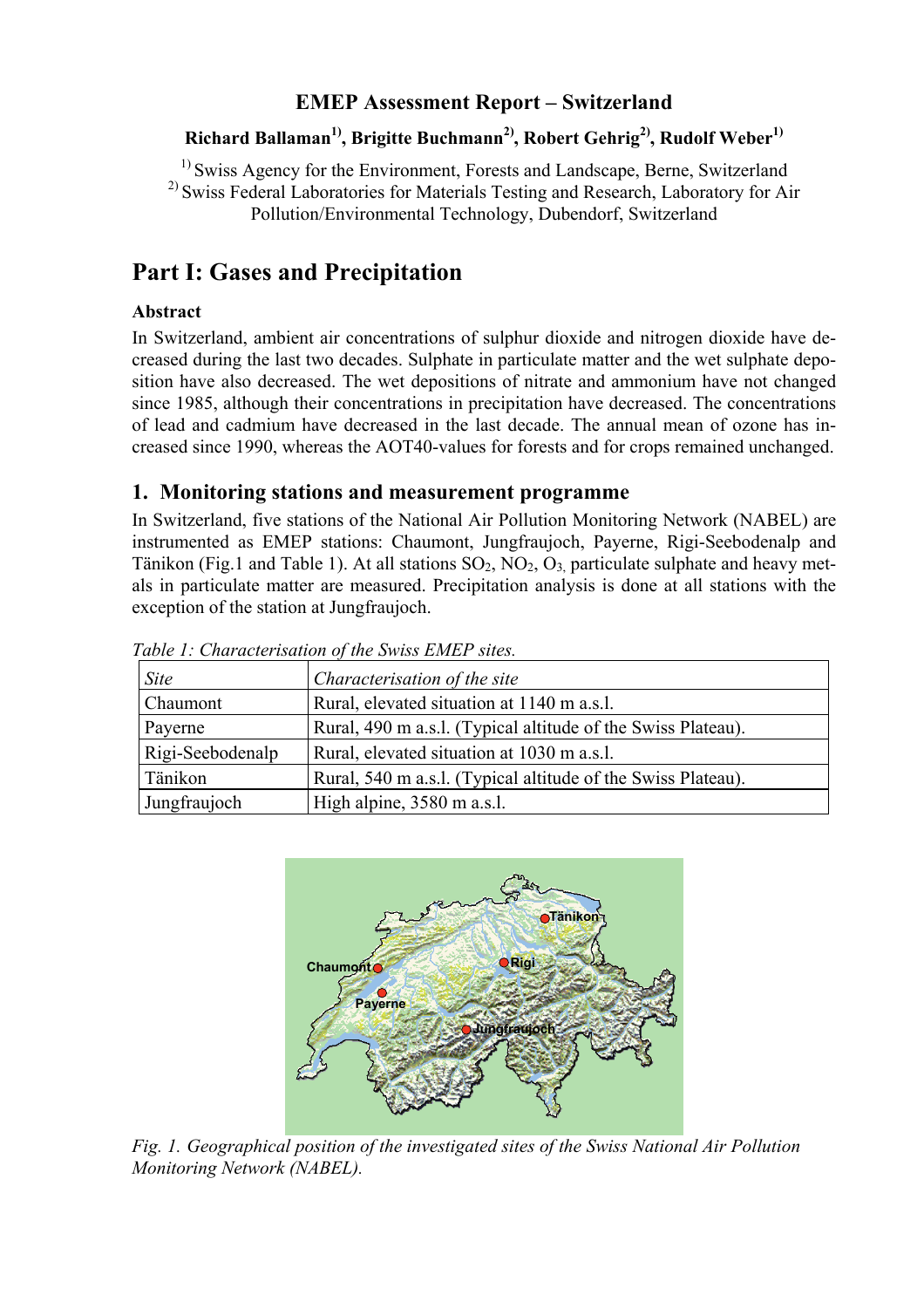# EMEP Assessment Report – Switzerland

**Richard Ballaman[1], Brigitte Buchmann[2], Robert Gehrig[2], Rudolf Weber[1]**

[1] Swiss Agency for the Environment, Forests and Landscape, Berne, Switzerland
[2] Swiss Federal Laboratories for Materials Testing and Research, Laboratory for Air Pollution/Environmental Technology, Dubendorf, Switzerland

## Part I: Gases and Precipitation

### Abstract

In Switzerland, ambient air concentrations of sulphur dioxide and nitrogen dioxide have decreased during the last two decades. Sulphate in particulate matter and the wet sulphate deposition have also decreased. The wet depositions of nitrate and ammonium have not changed since 1985, although their concentrations in precipitation have decreased. The concentrations of lead and cadmium have decreased in the last decade. The annual mean of ozone has increased since 1990, whereas the AOT40-values for forests and for crops remained unchanged.

### 1. Monitoring stations and measurement programme

In Switzerland, five stations of the National Air Pollution Monitoring Network (NABEL) are instrumented as EMEP stations: Chaumont, Jungfraujoch, Payerne, Rigi-Seebodenalp and Tänikon (Fig.1 and Table 1). At all stations $SO_2$, $NO_2$, $O_3$, particulate sulphate and heavy metals in particulate matter are measured. Precipitation analysis is done at all stations with the exception of the station at Jungfraujoch.

*Table 1: Characterisation of the Swiss EMEP sites.*

| *Site* | *Characterisation of the site* |
|---|---|
| Chaumont | Rural, elevated situation at 1140 m a.s.l. |
| Payerne | Rural, 490 m a.s.l. (Typical altitude of the Swiss Plateau). |
| Rigi-Seebodenalp | Rural, elevated situation at 1030 m a.s.l. |
| Tänikon | Rural, 540 m a.s.l. (Typical altitude of the Swiss Plateau). |
| Jungfraujoch | High alpine, 3580 m a.s.l. |

*Fig. 1. Geographical position of the investigated sites of the Swiss National Air Pollution Monitoring Network (NABEL).*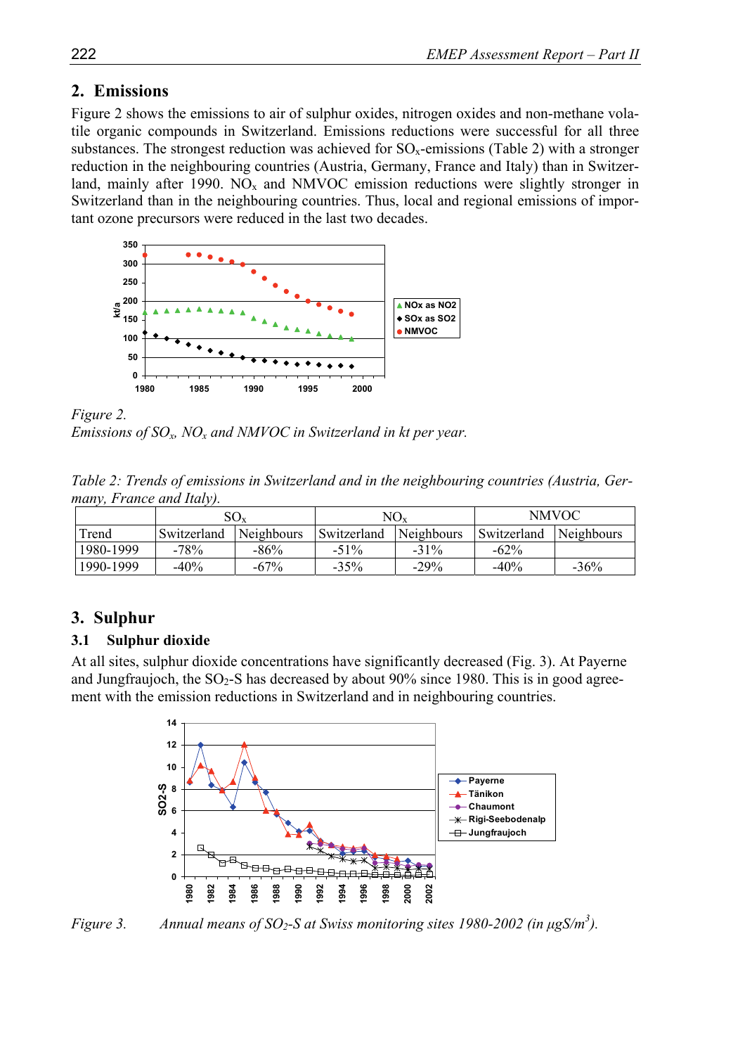## 2. Emissions

Figure 2 shows the emissions to air of sulphur oxides, nitrogen oxides and non-methane volatile organic compounds in Switzerland. Emissions reductions were successful for all three substances. The strongest reduction was achieved for $SO_x$-emissions (Table 2) with a stronger reduction in the neighbouring countries (Austria, Germany, France and Italy) than in Switzerland, mainly after 1990. $NO_x$ and NMVOC emission reductions were slightly stronger in Switzerland than in the neighbouring countries. Thus, local and regional emissions of important ozone precursors were reduced in the last two decades.

*Figure 2.*
*Emissions of $SO_x$, $NO_x$ and NMVOC in Switzerland in kt per year.*

*Table 2: Trends of emissions in Switzerland and in the neighbouring countries (Austria, Germany, France and Italy).*

| | $SO_x$ | | $NO_x$ | | NMVOC | |
|---|---|---|---|---|---|---|
| Trend | Switzerland | Neighbours | Switzerland | Neighbours | Switzerland | Neighbours |
| 1980-1999 | -78% | -86% | -51% | -31% | -62% | |
| 1990-1999 | -40% | -67% | -35% | -29% | -40% | -36% |

## 3. Sulphur

### 3.1 Sulphur dioxide

At all sites, sulphur dioxide concentrations have significantly decreased (Fig. 3). At Payerne and Jungfraujoch, the $SO_2$-S has decreased by about 90% since 1980. This is in good agreement with the emission reductions in Switzerland and in neighbouring countries.

*Figure 3. Annual means of $SO_2$-S at Swiss monitoring sites 1980-2002 (in µgS/m$^3$).*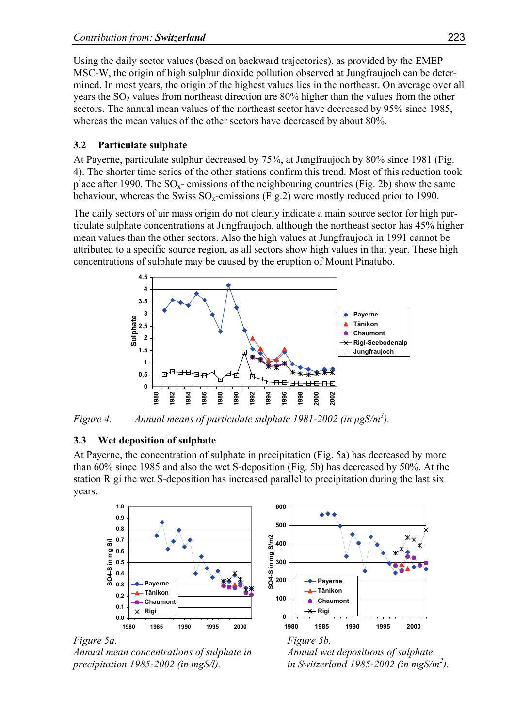Using the daily sector values (based on backward trajectories), as provided by the EMEP MSC-W, the origin of high sulphur dioxide pollution observed at Jungfraujoch can be determined. In most years, the origin of the highest values lies in the northeast. On average over all years the $SO_2$ values from northeast direction are 80% higher than the values from the other sectors. The annual mean values of the northeast sector have decreased by 95% since 1985, whereas the mean values of the other sectors have decreased by about 80%.

### 3.2 Particulate sulphate

At Payerne, particulate sulphur decreased by 75%, at Jungfraujoch by 80% since 1981 (Fig. 4). The shorter time series of the other stations confirm this trend. Most of this reduction took place after 1990. The $SO_x$- emissions of the neighbouring countries (Fig. 2b) show the same behaviour, whereas the Swiss $SO_x$-emissions (Fig.2) were mostly reduced prior to 1990.

The daily sectors of air mass origin do not clearly indicate a main source sector for high particulate sulphate concentrations at Jungfraujoch, although the northeast sector has 45% higher mean values than the other sectors. Also the high values at Jungfraujoch in 1991 cannot be attributed to a specific source region, as all sectors show high values in that year. These high concentrations of sulphate may be caused by the eruption of Mount Pinatubo.

*Figure 4. Annual means of particulate sulphate 1981-2002 (in µgS/m³).*

### 3.3 Wet deposition of sulphate

At Payerne, the concentration of sulphate in precipitation (Fig. 5a) has decreased by more than 60% since 1985 and also the wet S-deposition (Fig. 5b) has decreased by 50%. At the station Rigi the wet S-deposition has increased parallel to precipitation during the last six years.

*Figure 5a.*
*Annual mean concentrations of sulphate in precipitation 1985-2002 (mgS/l).*

*Figure 5b.*
*Annual wet depositions of sulphate in Switzerland 1985-2002 (in mgS/m²).*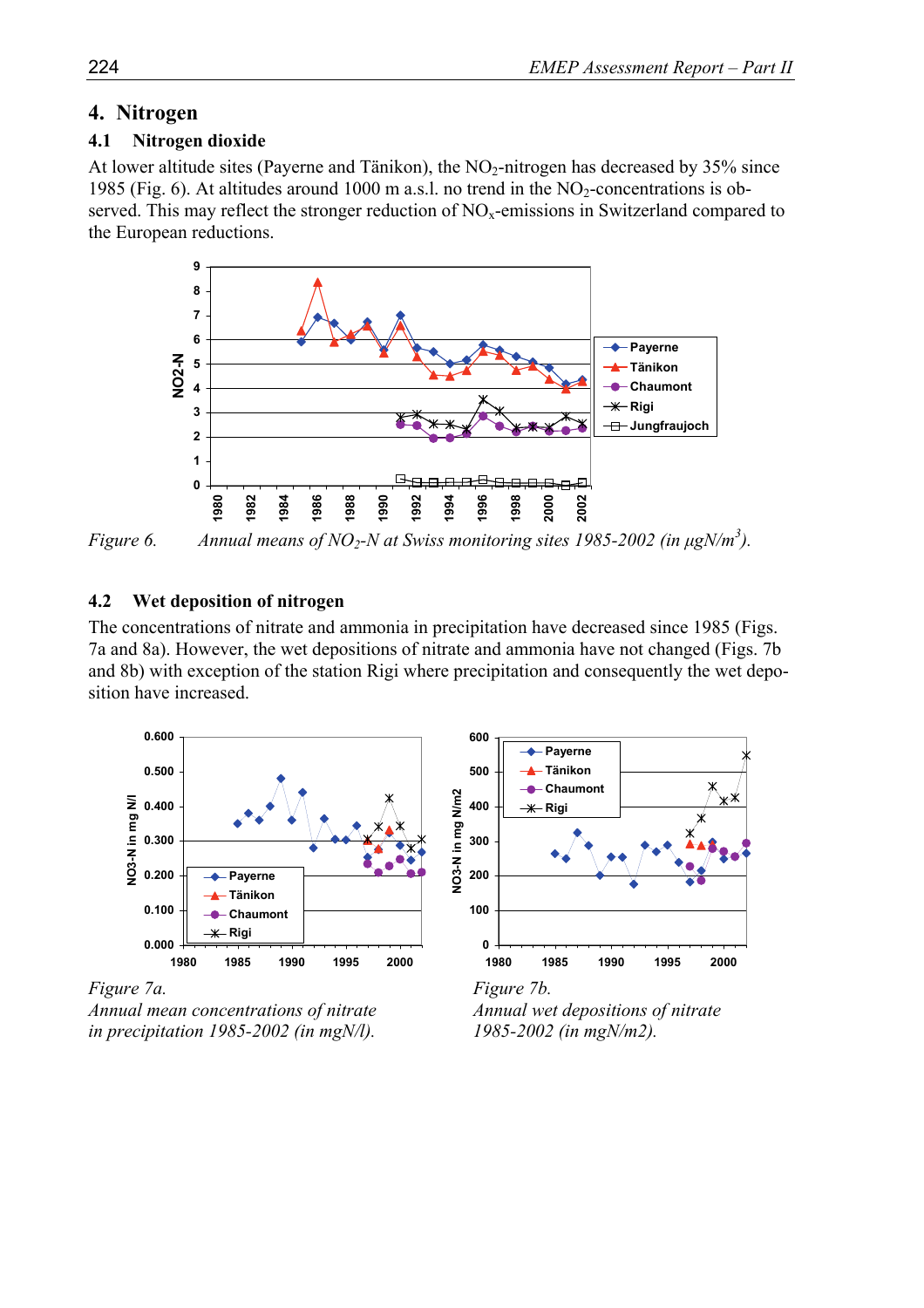## 4. Nitrogen

### 4.1 Nitrogen dioxide

At lower altitude sites (Payerne and Tänikon), the $NO_2$-nitrogen has decreased by 35% since 1985 (Fig. 6). At altitudes around 1000 m a.s.l. no trend in the $NO_2$-concentrations is observed. This may reflect the stronger reduction of $NO_x$-emissions in Switzerland compared to the European reductions.

*Figure 6. Annual means of $NO_2$-N at Swiss monitoring sites 1985-2002 (in µgN/m$^3$).*

### 4.2 Wet deposition of nitrogen

The concentrations of nitrate and ammonia in precipitation have decreased since 1985 (Figs. 7a and 8a). However, the wet depositions of nitrate and ammonia have not changed (Figs. 7b and 8b) with exception of the station Rigi where precipitation and consequently the wet deposition have increased.

*Figure 7a.*
*Annual mean concentrations of nitrate in precipitation 1985-2002 (in mgN/l).*

*Figure 7b.*
*Annual wet depositions of nitrate 1985-2002 (in mgN/m2).*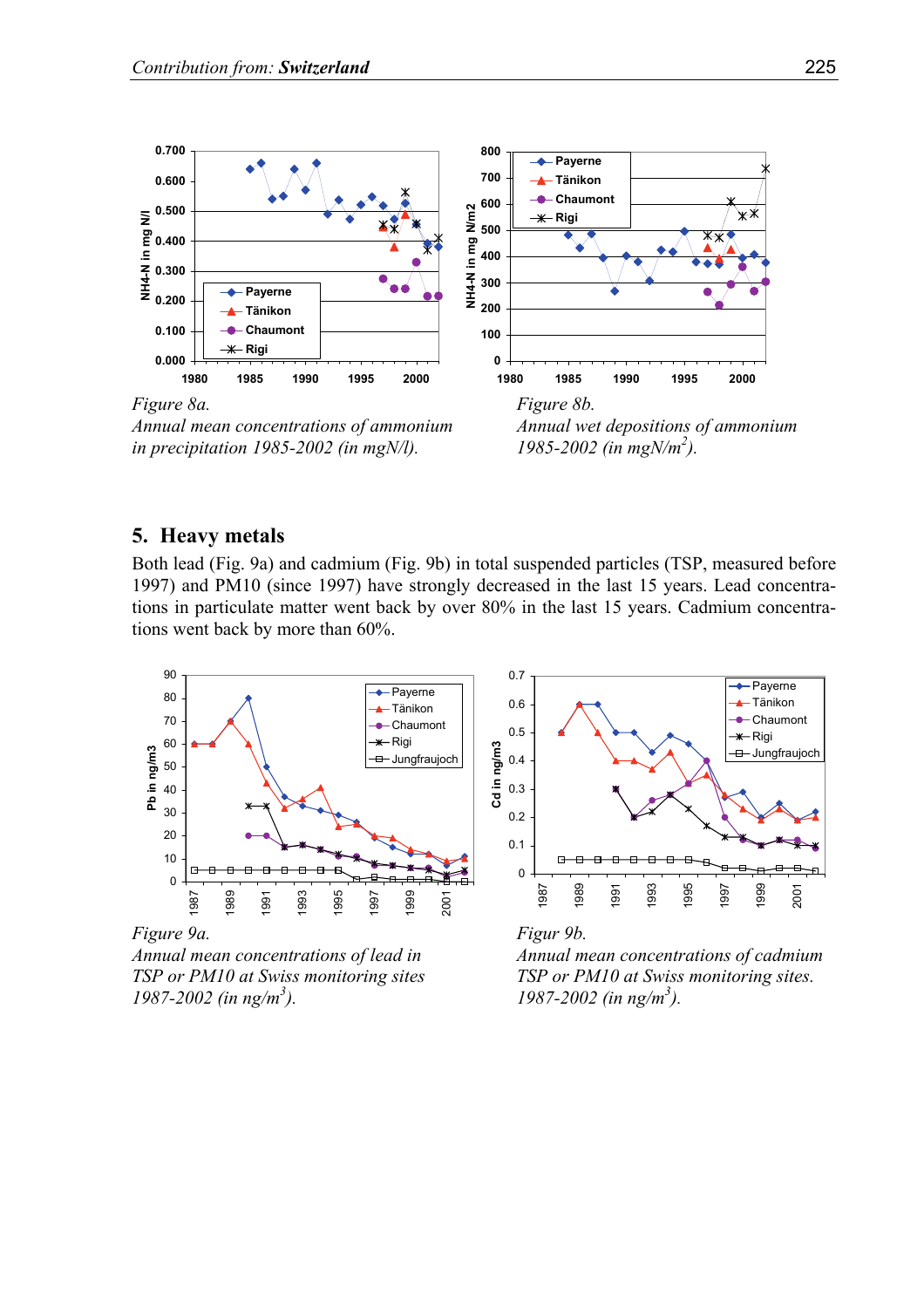*Figure 8a.*
*Annual mean concentrations of ammonium in precipitation 1985-2002 (in mgN/l).*

*Figure 8b.*
*Annual wet depositions of ammonium 1985-2002 (in mgN/m$^2$).*

## 5. Heavy metals

Both lead (Fig. 9a) and cadmium (Fig. 9b) in total suspended particles (TSP, measured before 1997) and PM10 (since 1997) have strongly decreased in the last 15 years. Lead concentrations in particulate matter went back by over 80% in the last 15 years. Cadmium concentrations went back by more than 60%.

*Figure 9a.*
*Annual mean concentrations of lead in TSP or PM10 at Swiss monitoring sites 1987-2002 (in ng/m$^3$).*

*Figur 9b.*
*Annual mean concentrations of cadmium TSP or PM10 at Swiss monitoring sites. 1987-2002 (in ng/m$^3$).*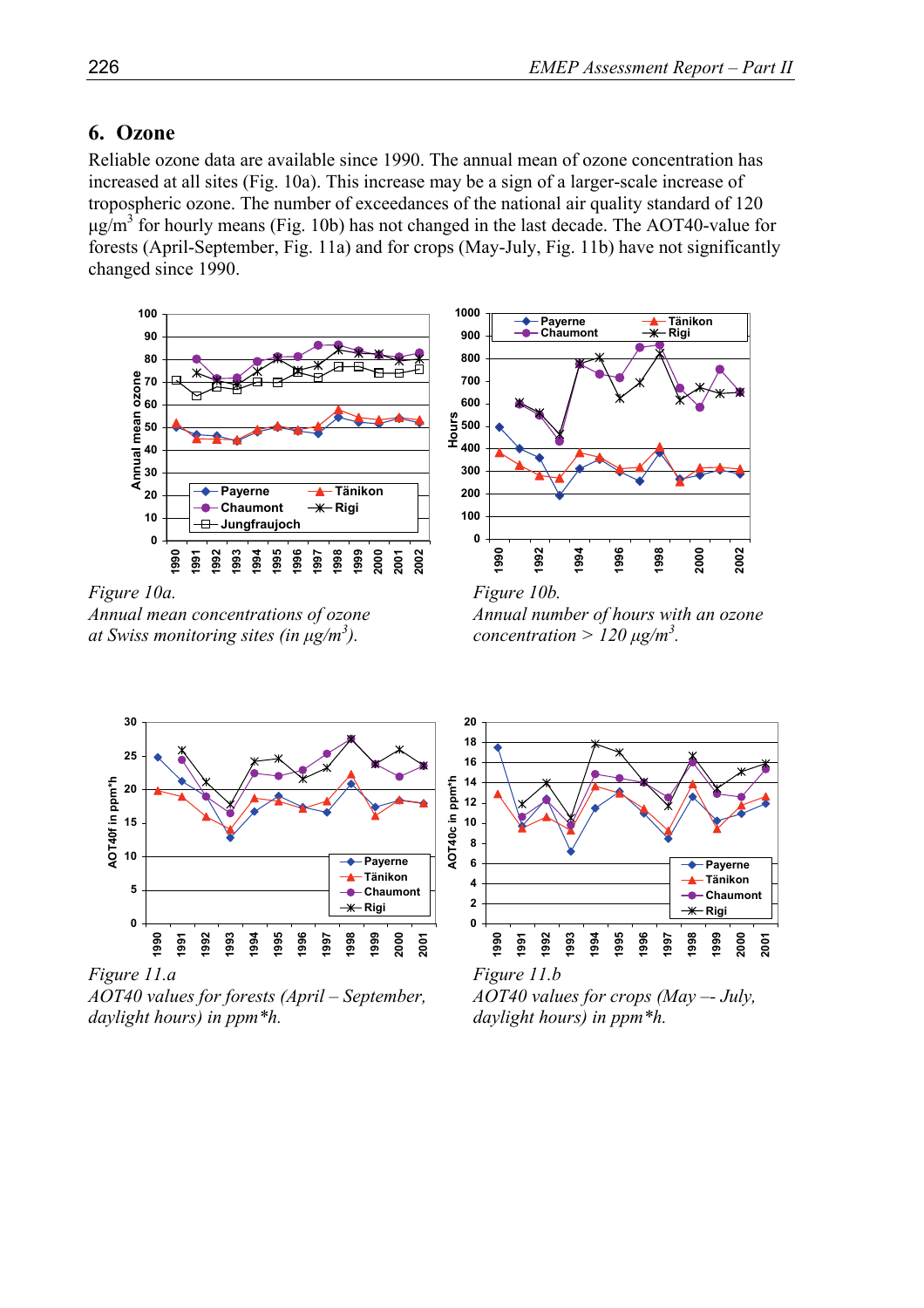## 6. Ozone

Reliable ozone data are available since 1990. The annual mean of ozone concentration has increased at all sites (Fig. 10a). This increase may be a sign of a larger-scale increase of tropospheric ozone. The number of exceedances of the national air quality standard of 120 µg/m$^3$ for hourly means (Fig. 10b) has not changed in the last decade. The AOT40-value for forests (April-September, Fig. 11a) and for crops (May-July, Fig. 11b) have not significantly changed since 1990.

*Figure 10a.*
*Annual mean concentrations of ozone at Swiss monitoring sites (in µg/m$^3$).*

*Figure 10b.*
*Annual number of hours with an ozone concentration > 120 µg/m$^3$.*

*Figure 11.a*
*AOT40 values for forests (April – September, daylight hours) in ppm\*h.*

*Figure 11.b*
*AOT40 values for crops (May –- July, daylight hours) in ppm\*h.*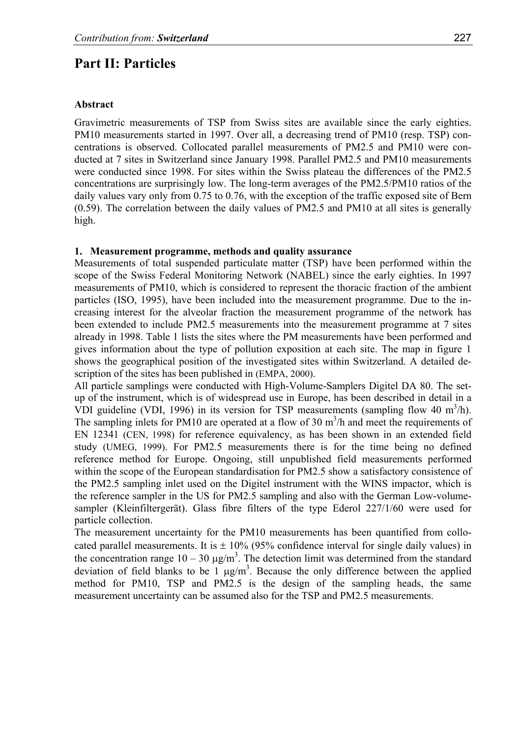# Part II: Particles

### Abstract

Gravimetric measurements of TSP from Swiss sites are available since the early eighties. PM10 measurements started in 1997. Over all, a decreasing trend of PM10 (resp. TSP) concentrations is observed. Collocated parallel measurements of PM2.5 and PM10 were conducted at 7 sites in Switzerland since January 1998. Parallel PM2.5 and PM10 measurements were conducted since 1998. For sites within the Swiss plateau the differences of the PM2.5 concentrations are surprisingly low. The long-term averages of the PM2.5/PM10 ratios of the daily values vary only from 0.75 to 0.76, with the exception of the traffic exposed site of Bern (0.59). The correlation between the daily values of PM2.5 and PM10 at all sites is generally high.

### 1. Measurement programme, methods and quality assurance

Measurements of total suspended particulate matter (TSP) have been performed within the scope of the Swiss Federal Monitoring Network (NABEL) since the early eighties. In 1997 measurements of PM10, which is considered to represent the thoracic fraction of the ambient particles (ISO, 1995), have been included into the measurement programme. Due to the increasing interest for the alveolar fraction the measurement programme of the network has been extended to include PM2.5 measurements into the measurement programme at 7 sites already in 1998. Table 1 lists the sites where the PM measurements have been performed and gives information about the type of pollution exposition at each site. The map in figure 1 shows the geographical position of the investigated sites within Switzerland. A detailed description of the sites has been published in (EMPA, 2000).

All particle samplings were conducted with High-Volume-Samplers Digitel DA 80. The set-up of the instrument, which is of widespread use in Europe, has been described in detail in a VDI guideline (VDI, 1996) in its version for TSP measurements (sampling flow 40 $m^3$/h). The sampling inlets for PM10 are operated at a flow of 30 $m^3$/h and meet the requirements of EN 12341 (CEN, 1998) for reference equivalency, as has been shown in an extended field study (UMEG, 1999). For PM2.5 measurements there is for the time being no defined reference method for Europe. Ongoing, still unpublished field measurements performed within the scope of the European standardisation for PM2.5 show a satisfactory consistence of the PM2.5 sampling inlet used on the Digitel instrument with the WINS impactor, which is the reference sampler in the US for PM2.5 sampling and also with the German Low-volume-sampler (Kleinfiltergerät). Glass fibre filters of the type Ederol 227/1/60 were used for particle collection.

The measurement uncertainty for the PM10 measurements has been quantified from collocated parallel measurements. It is ± 10% (95% confidence interval for single daily values) in the concentration range 10 – 30 μg/$m^3$. The detection limit was determined from the standard deviation of field blanks to be 1 μg/$m^3$. Because the only difference between the applied method for PM10, TSP and PM2.5 is the design of the sampling heads, the same measurement uncertainty can be assumed also for the TSP and PM2.5 measurements.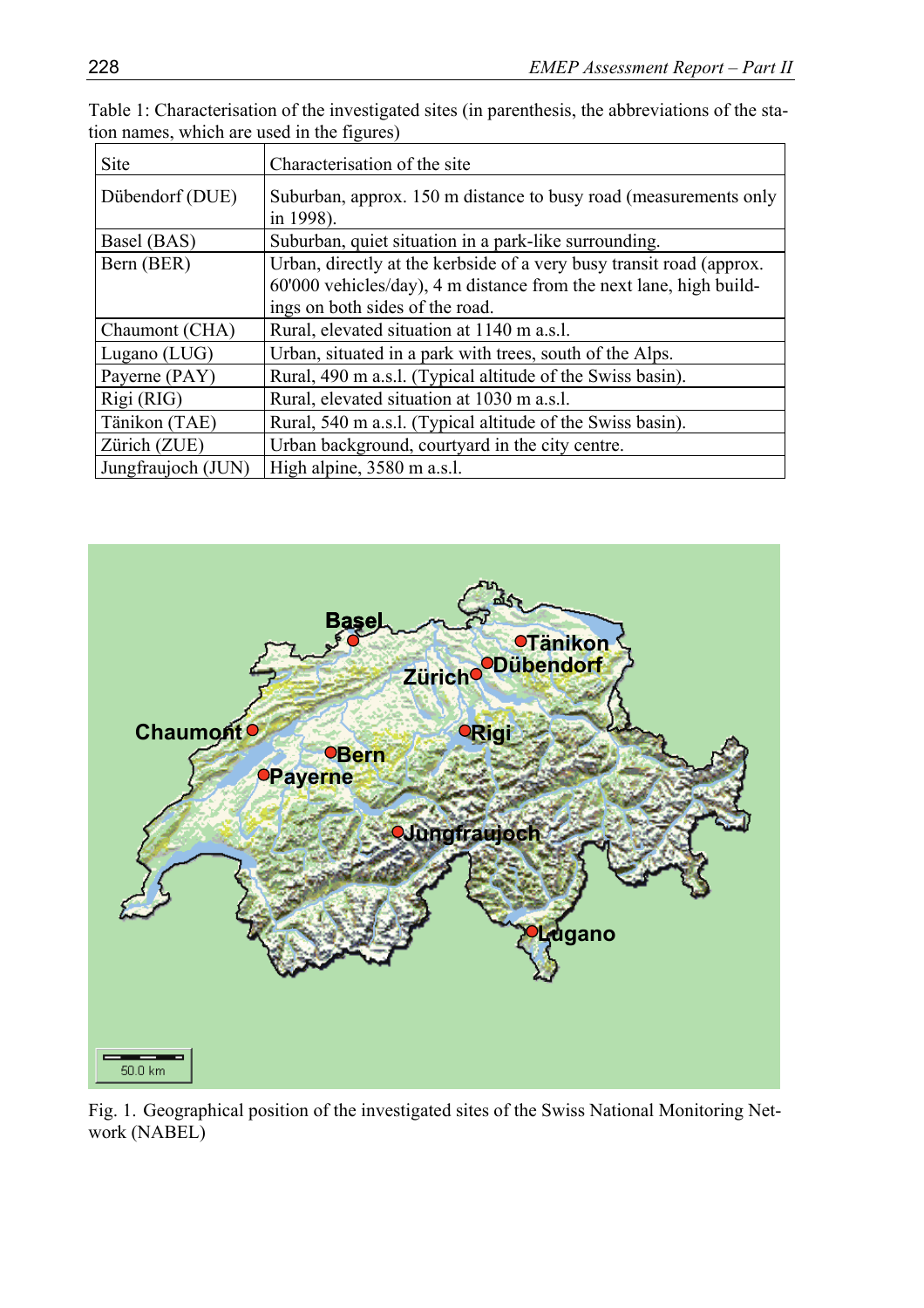Table 1: Characterisation of the investigated sites (in parenthesis, the abbreviations of the station names, which are used in the figures)

| Site | Characterisation of the site |
|---|---|
| Dübendorf (DUE) | Suburban, approx. 150 m distance to busy road (measurements only in 1998). |
| Basel (BAS) | Suburban, quiet situation in a park-like surrounding. |
| Bern (BER) | Urban, directly at the kerbside of a very busy transit road (approx. 60'000 vehicles/day), 4 m distance from the next lane, high buildings on both sides of the road. |
| Chaumont (CHA) | Rural, elevated situation at 1140 m a.s.l. |
| Lugano (LUG) | Urban, situated in a park with trees, south of the Alps. |
| Payerne (PAY) | Rural, 490 m a.s.l. (Typical altitude of the Swiss basin). |
| Rigi (RIG) | Rural, elevated situation at 1030 m a.s.l. |
| Tänikon (TAE) | Rural, 540 m a.s.l. (Typical altitude of the Swiss basin). |
| Zürich (ZUE) | Urban background, courtyard in the city centre. |
| Jungfraujoch (JUN) | High alpine, 3580 m a.s.l. |

Fig. 1. Geographical position of the investigated sites of the Swiss National Monitoring Network (NABEL)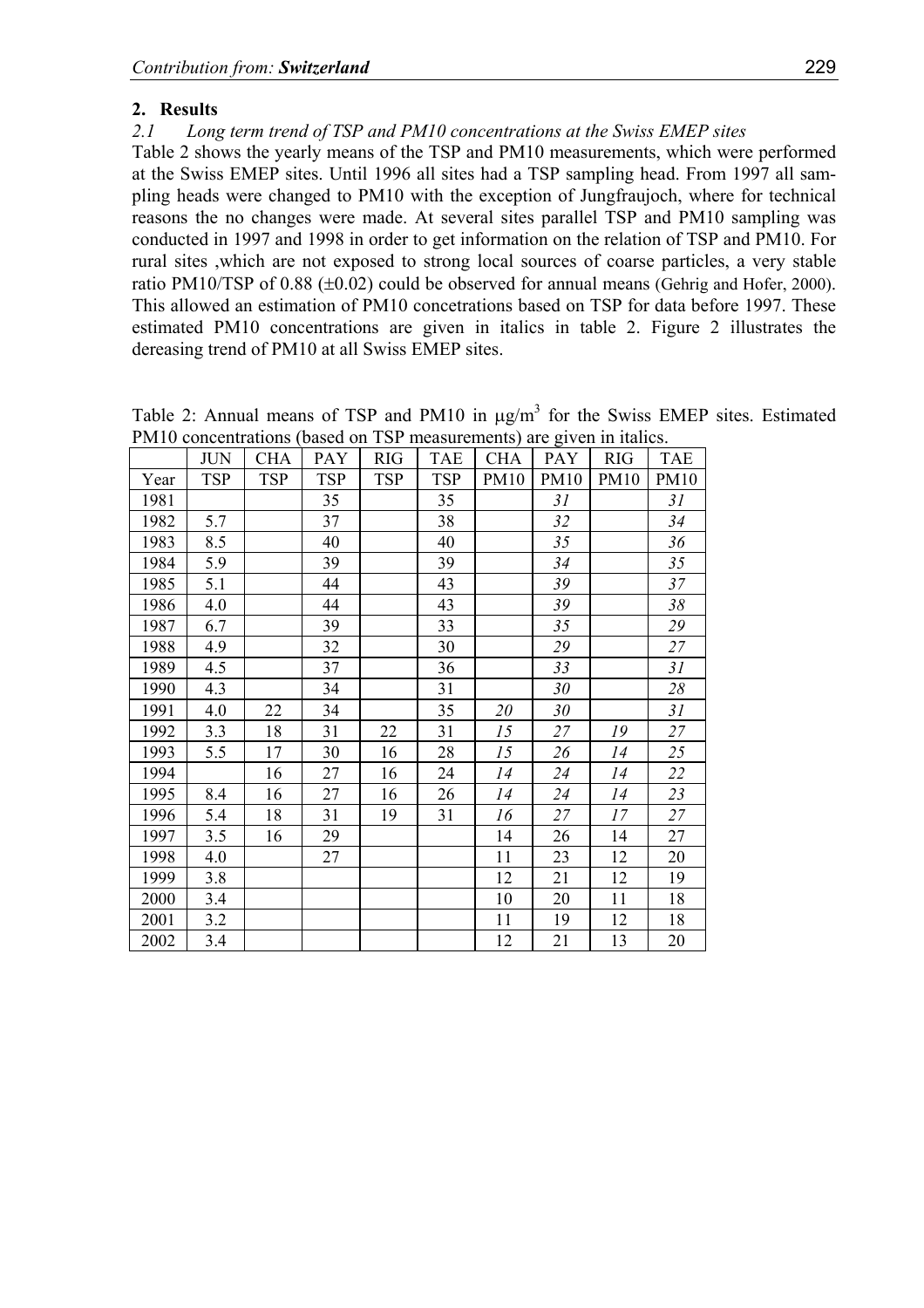## 2. Results

### *2.1 Long term trend of TSP and PM10 concentrations at the Swiss EMEP sites*

Table 2 shows the yearly means of the TSP and PM10 measurements, which were performed at the Swiss EMEP sites. Until 1996 all sites had a TSP sampling head. From 1997 all sampling heads were changed to PM10 with the exception of Jungfraujoch, where for technical reasons the no changes were made. At several sites parallel TSP and PM10 sampling was conducted in 1997 and 1998 in order to get information on the relation of TSP and PM10. For rural sites ,which are not exposed to strong local sources of coarse particles, a very stable ratio PM10/TSP of 0.88 (±0.02) could be observed for annual means (Gehrig and Hofer, 2000). This allowed an estimation of PM10 concetrations based on TSP for data before 1997. These estimated PM10 concentrations are given in italics in table 2. Figure 2 illustrates the dereasing trend of PM10 at all Swiss EMEP sites.

Table 2: Annual means of TSP and PM10 in μg/m$^3$ for the Swiss EMEP sites. Estimated PM10 concentrations (based on TSP measurements) are given in italics.

| | JUN | CHA | PAY | RIG | TAE | CHA | PAY | RIG | TAE |
|---|---|---|---|---|---|---|---|---|---|
| Year | TSP | TSP | TSP | TSP | TSP | PM10 | PM10 | PM10 | PM10 |
| 1981 | | | 35 | | 35 | | *31* | | *31* |
| 1982 | 5.7 | | 37 | | 38 | | *32* | | *34* |
| 1983 | 8.5 | | 40 | | 40 | | *35* | | *36* |
| 1984 | 5.9 | | 39 | | 39 | | *34* | | *35* |
| 1985 | 5.1 | | 44 | | 43 | | *39* | | *37* |
| 1986 | 4.0 | | 44 | | 43 | | *39* | | *38* |
| 1987 | 6.7 | | 39 | | 33 | | *35* | | *29* |
| 1988 | 4.9 | | 32 | | 30 | | *29* | | *27* |
| 1989 | 4.5 | | 37 | | 36 | | *33* | | *31* |
| 1990 | 4.3 | | 34 | | 31 | | *30* | | *28* |
| 1991 | 4.0 | 22 | 34 | | 35 | *20* | *30* | | *31* |
| 1992 | 3.3 | 18 | 31 | 22 | 31 | *15* | *27* | *19* | *27* |
| 1993 | 5.5 | 17 | 30 | 16 | 28 | *15* | *26* | *14* | *25* |
| 1994 | | 16 | 27 | 16 | 24 | *14* | *24* | *14* | *22* |
| 1995 | 8.4 | 16 | 27 | 16 | 26 | *14* | *24* | *14* | *23* |
| 1996 | 5.4 | 18 | 31 | 19 | 31 | *16* | *27* | *17* | *27* |
| 1997 | 3.5 | 16 | 29 | | | 14 | 26 | 14 | 27 |
| 1998 | 4.0 | | 27 | | | 11 | 23 | 12 | 20 |
| 1999 | 3.8 | | | | | 12 | 21 | 12 | 19 |
| 2000 | 3.4 | | | | | 10 | 20 | 11 | 18 |
| 2001 | 3.2 | | | | | 11 | 19 | 12 | 18 |
| 2002 | 3.4 | | | | | 12 | 21 | 13 | 20 |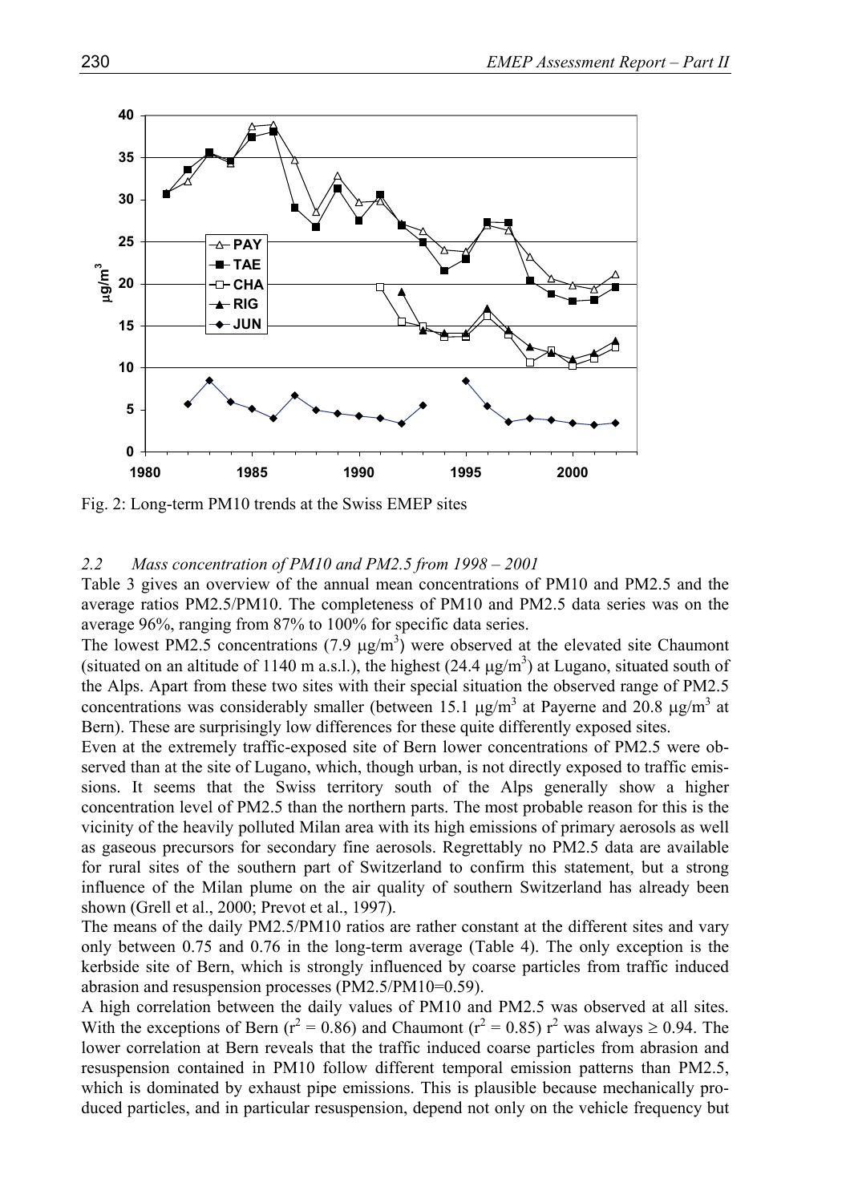Fig. 2: Long-term PM10 trends at the Swiss EMEP sites

### *2.2 Mass concentration of PM10 and PM2.5 from 1998 – 2001*

Table 3 gives an overview of the annual mean concentrations of PM10 and PM2.5 and the average ratios PM2.5/PM10. The completeness of PM10 and PM2.5 data series was on the average 96%, ranging from 87% to 100% for specific data series.

The lowest PM2.5 concentrations (7.9 $\mu g/m^3$) were observed at the elevated site Chaumont (situated on an altitude of 1140 m a.s.l.), the highest (24.4 $\mu g/m^3$) at Lugano, situated south of the Alps. Apart from these two sites with their special situation the observed range of PM2.5 concentrations was considerably smaller (between 15.1 $\mu g/m^3$ at Payerne and 20.8 $\mu g/m^3$ at Bern). These are surprisingly low differences for these quite differently exposed sites.

Even at the extremely traffic-exposed site of Bern lower concentrations of PM2.5 were observed than at the site of Lugano, which, though urban, is not directly exposed to traffic emissions. It seems that the Swiss territory south of the Alps generally show a higher concentration level of PM2.5 than the northern parts. The most probable reason for this is the vicinity of the heavily polluted Milan area with its high emissions of primary aerosols as well as gaseous precursors for secondary fine aerosols. Regrettably no PM2.5 data are available for rural sites of the southern part of Switzerland to confirm this statement, but a strong influence of the Milan plume on the air quality of southern Switzerland has already been shown (Grell et al., 2000; Prevot et al., 1997).

The means of the daily PM2.5/PM10 ratios are rather constant at the different sites and vary only between 0.75 and 0.76 in the long-term average (Table 4). The only exception is the kerbside site of Bern, which is strongly influenced by coarse particles from traffic induced abrasion and resuspension processes (PM2.5/PM10=0.59).

A high correlation between the daily values of PM10 and PM2.5 was observed at all sites. With the exceptions of Bern ($r^2 = 0.86$) and Chaumont ($r^2 = 0.85$) $r^2$ was always $\geq 0.94$. The lower correlation at Bern reveals that the traffic induced coarse particles from abrasion and resuspension contained in PM10 follow different temporal emission patterns than PM2.5, which is dominated by exhaust pipe emissions. This is plausible because mechanically produced particles, and in particular resuspension, depend not only on the vehicle frequency but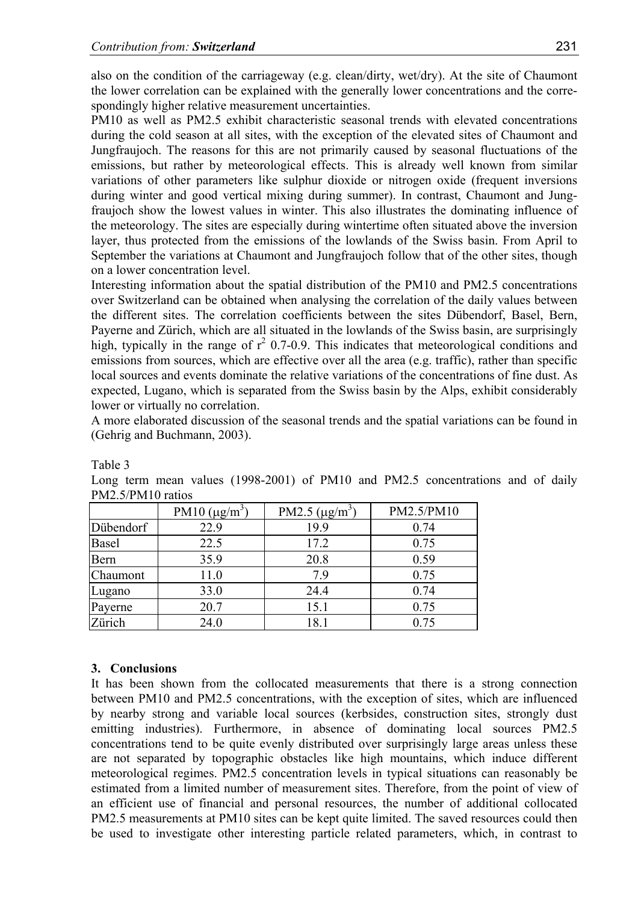also on the condition of the carriageway (e.g. clean/dirty, wet/dry). At the site of Chaumont the lower correlation can be explained with the generally lower concentrations and the correspondingly higher relative measurement uncertainties.

PM10 as well as PM2.5 exhibit characteristic seasonal trends with elevated concentrations during the cold season at all sites, with the exception of the elevated sites of Chaumont and Jungfraujoch. The reasons for this are not primarily caused by seasonal fluctuations of the emissions, but rather by meteorological effects. This is already well known from similar variations of other parameters like sulphur dioxide or nitrogen oxide (frequent inversions during winter and good vertical mixing during summer). In contrast, Chaumont and Jungfraujoch show the lowest values in winter. This also illustrates the dominating influence of the meteorology. The sites are especially during wintertime often situated above the inversion layer, thus protected from the emissions of the lowlands of the Swiss basin. From April to September the variations at Chaumont and Jungfraujoch follow that of the other sites, though on a lower concentration level.

Interesting information about the spatial distribution of the PM10 and PM2.5 concentrations over Switzerland can be obtained when analysing the correlation of the daily values between the different sites. The correlation coefficients between the sites Dübendorf, Basel, Bern, Payerne and Zürich, which are all situated in the lowlands of the Swiss basin, are surprisingly high, typically in the range of $r^2$ 0.7-0.9. This indicates that meteorological conditions and emissions from sources, which are effective over all the area (e.g. traffic), rather than specific local sources and events dominate the relative variations of the concentrations of fine dust. As expected, Lugano, which is separated from the Swiss basin by the Alps, exhibit considerably lower or virtually no correlation.

A more elaborated discussion of the seasonal trends and the spatial variations can be found in (Gehrig and Buchmann, 2003).

Table 3

Long term mean values (1998-2001) of PM10 and PM2.5 concentrations and of daily PM2.5/PM10 ratios

| | PM10 (μg/m$^3$) | PM2.5 (μg/m$^3$) | PM2.5/PM10 |
|---|---|---|---|
| Dübendorf | 22.9 | 19.9 | 0.74 |
| Basel | 22.5 | 17.2 | 0.75 |
| Bern | 35.9 | 20.8 | 0.59 |
| Chaumont | 11.0 | 7.9 | 0.75 |
| Lugano | 33.0 | 24.4 | 0.74 |
| Payerne | 20.7 | 15.1 | 0.75 |
| Zürich | 24.0 | 18.1 | 0.75 |

## 3. Conclusions

It has been shown from the collocated measurements that there is a strong connection between PM10 and PM2.5 concentrations, with the exception of sites, which are influenced by nearby strong and variable local sources (kerbsides, construction sites, strongly dust emitting industries). Furthermore, in absence of dominating local sources PM2.5 concentrations tend to be quite evenly distributed over surprisingly large areas unless these are not separated by topographic obstacles like high mountains, which induce different meteorological regimes. PM2.5 concentration levels in typical situations can reasonably be estimated from a limited number of measurement sites. Therefore, from the point of view of an efficient use of financial and personal resources, the number of additional collocated PM2.5 measurements at PM10 sites can be kept quite limited. The saved resources could then be used to investigate other interesting particle related parameters, which, in contrast to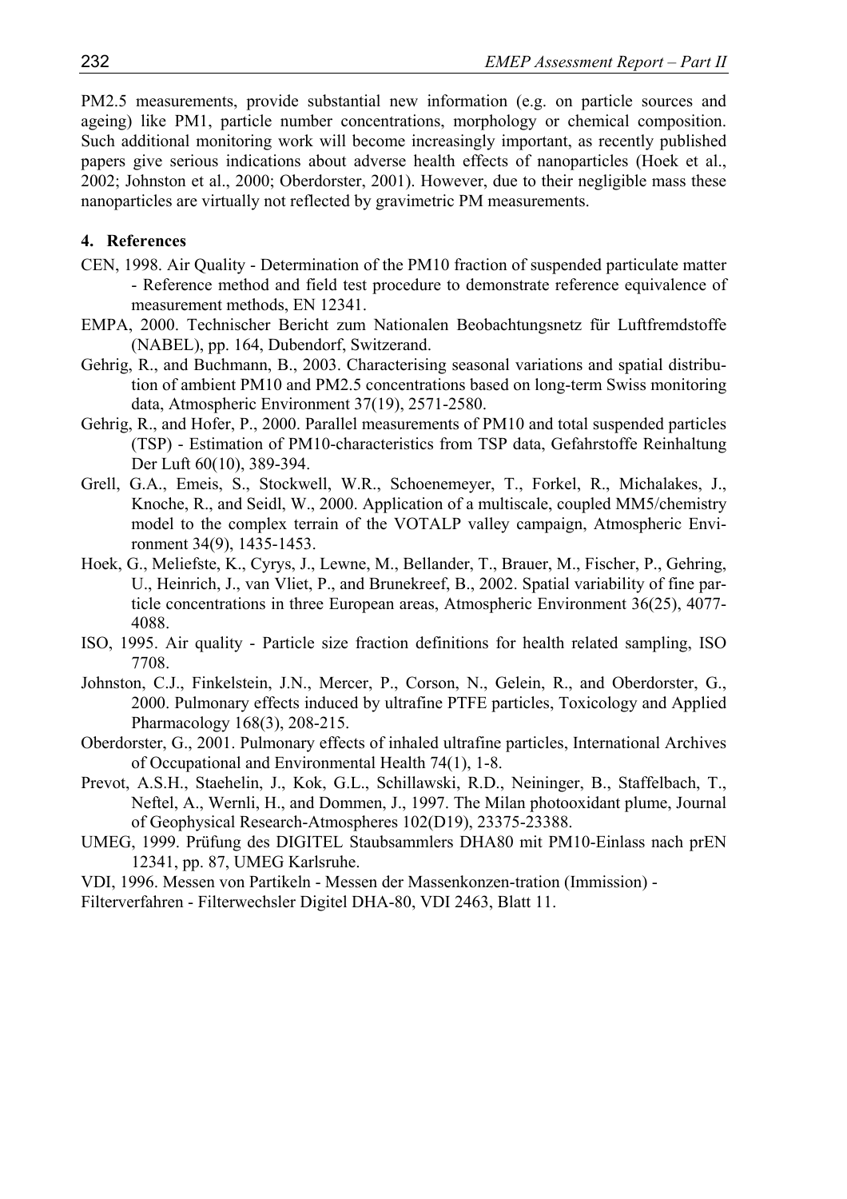PM2.5 measurements, provide substantial new information (e.g. on particle sources and ageing) like PM1, particle number concentrations, morphology or chemical composition. Such additional monitoring work will become increasingly important, as recently published papers give serious indications about adverse health effects of nanoparticles (Hoek et al., 2002; Johnston et al., 2000; Oberdorster, 2001). However, due to their negligible mass these nanoparticles are virtually not reflected by gravimetric PM measurements.

## 4. References

CEN, 1998. Air Quality - Determination of the PM10 fraction of suspended particulate matter - Reference method and field test procedure to demonstrate reference equivalence of measurement methods, EN 12341.

EMPA, 2000. Technischer Bericht zum Nationalen Beobachtungsnetz für Luftfremdstoffe (NABEL), pp. 164, Dubendorf, Switzerand.

Gehrig, R., and Buchmann, B., 2003. Characterising seasonal variations and spatial distribution of ambient PM10 and PM2.5 concentrations based on long-term Swiss monitoring data, Atmospheric Environment 37(19), 2571-2580.

Gehrig, R., and Hofer, P., 2000. Parallel measurements of PM10 and total suspended particles (TSP) - Estimation of PM10-characteristics from TSP data, Gefahrstoffe Reinhaltung Der Luft 60(10), 389-394.

Grell, G.A., Emeis, S., Stockwell, W.R., Schoenemeyer, T., Forkel, R., Michalakes, J., Knoche, R., and Seidl, W., 2000. Application of a multiscale, coupled MM5/chemistry model to the complex terrain of the VOTALP valley campaign, Atmospheric Environment 34(9), 1435-1453.

Hoek, G., Meliefste, K., Cyrys, J., Lewne, M., Bellander, T., Brauer, M., Fischer, P., Gehring, U., Heinrich, J., van Vliet, P., and Brunekreef, B., 2002. Spatial variability of fine particle concentrations in three European areas, Atmospheric Environment 36(25), 4077-4088.

ISO, 1995. Air quality - Particle size fraction definitions for health related sampling, ISO 7708.

Johnston, C.J., Finkelstein, J.N., Mercer, P., Corson, N., Gelein, R., and Oberdorster, G., 2000. Pulmonary effects induced by ultrafine PTFE particles, Toxicology and Applied Pharmacology 168(3), 208-215.

Oberdorster, G., 2001. Pulmonary effects of inhaled ultrafine particles, International Archives of Occupational and Environmental Health 74(1), 1-8.

Prevot, A.S.H., Staehelin, J., Kok, G.L., Schillawski, R.D., Neininger, B., Staffelbach, T., Neftel, A., Wernli, H., and Dommen, J., 1997. The Milan photooxidant plume, Journal of Geophysical Research-Atmospheres 102(D19), 23375-23388.

UMEG, 1999. Prüfung des DIGITEL Staubsammlers DHA80 mit PM10-Einlass nach prEN 12341, pp. 87, UMEG Karlsruhe.

VDI, 1996. Messen von Partikeln - Messen der Massenkonzen-tration (Immission) - Filterverfahren - Filterwechsler Digitel DHA-80, VDI 2463, Blatt 11.